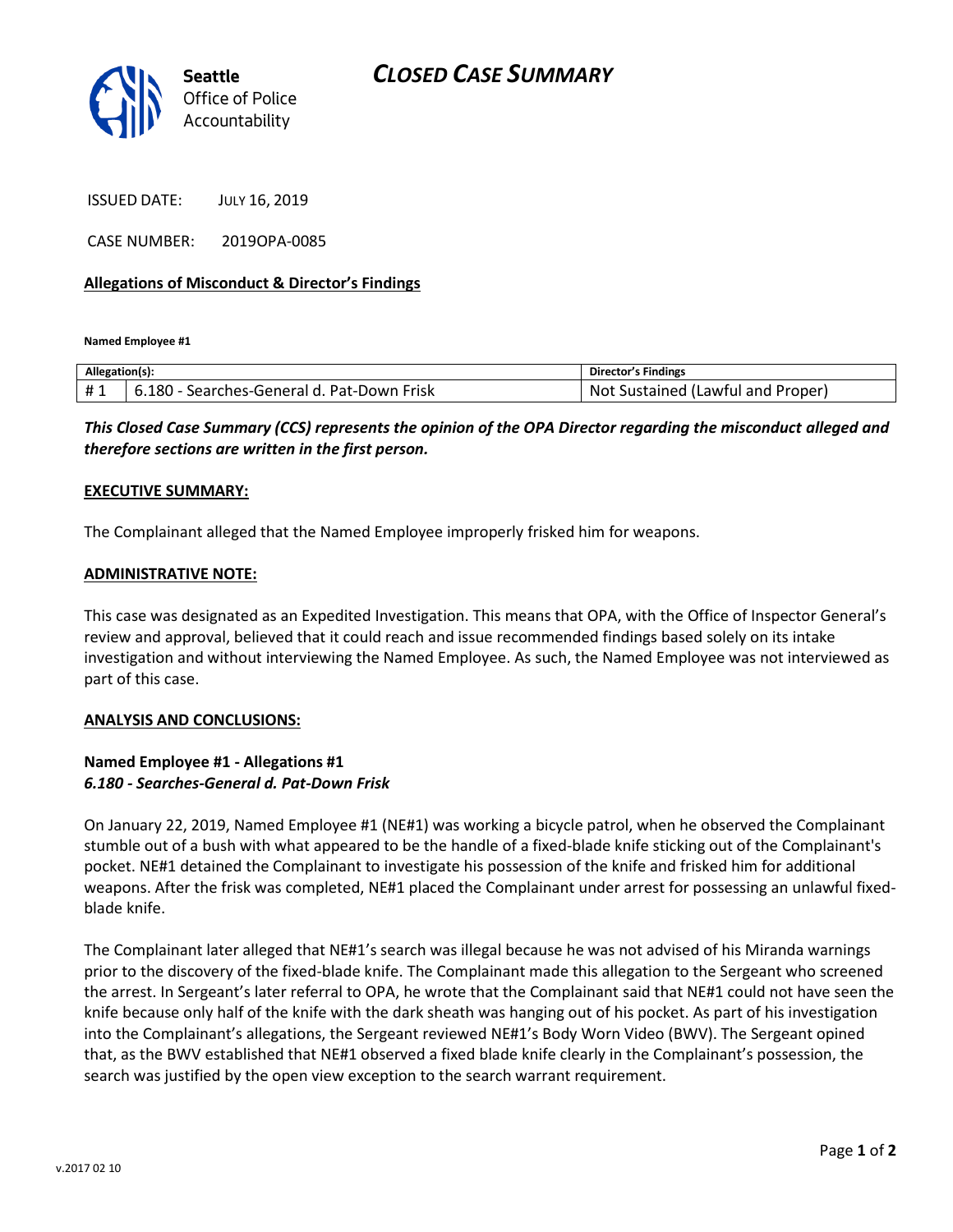Seattle Office of Police Accountability

# CLOSED CASE SUMMARY

ISSUED DATE: JULY 16, 2019

CASE NUMBER: 2019OPA-0085

**Allegations of Misconduct & Director's Findings**

**Named Employee #1**

| Allegation(s): | | Director's Findings |
|---|---|---|
| # 1 | 6.180 - Searches-General d. Pat-Down Frisk | Not Sustained (Lawful and Proper) |

***This Closed Case Summary (CCS) represents the opinion of the OPA Director regarding the misconduct alleged and therefore sections are written in the first person.***

**EXECUTIVE SUMMARY:**

The Complainant alleged that the Named Employee improperly frisked him for weapons.

**ADMINISTRATIVE NOTE:**

This case was designated as an Expedited Investigation. This means that OPA, with the Office of Inspector General's review and approval, believed that it could reach and issue recommended findings based solely on its intake investigation and without interviewing the Named Employee. As such, the Named Employee was not interviewed as part of this case.

**ANALYSIS AND CONCLUSIONS:**

**Named Employee #1 - Allegations #1**
***6.180 - Searches-General d. Pat-Down Frisk***

On January 22, 2019, Named Employee #1 (NE#1) was working a bicycle patrol, when he observed the Complainant stumble out of a bush with what appeared to be the handle of a fixed-blade knife sticking out of the Complainant's pocket. NE#1 detained the Complainant to investigate his possession of the knife and frisked him for additional weapons. After the frisk was completed, NE#1 placed the Complainant under arrest for possessing an unlawful fixed-blade knife.

The Complainant later alleged that NE#1's search was illegal because he was not advised of his Miranda warnings prior to the discovery of the fixed-blade knife. The Complainant made this allegation to the Sergeant who screened the arrest. In Sergeant's later referral to OPA, he wrote that the Complainant said that NE#1 could not have seen the knife because only half of the knife with the dark sheath was hanging out of his pocket. As part of his investigation into the Complainant's allegations, the Sergeant reviewed NE#1's Body Worn Video (BWV). The Sergeant opined that, as the BWV established that NE#1 observed a fixed blade knife clearly in the Complainant's possession, the search was justified by the open view exception to the search warrant requirement.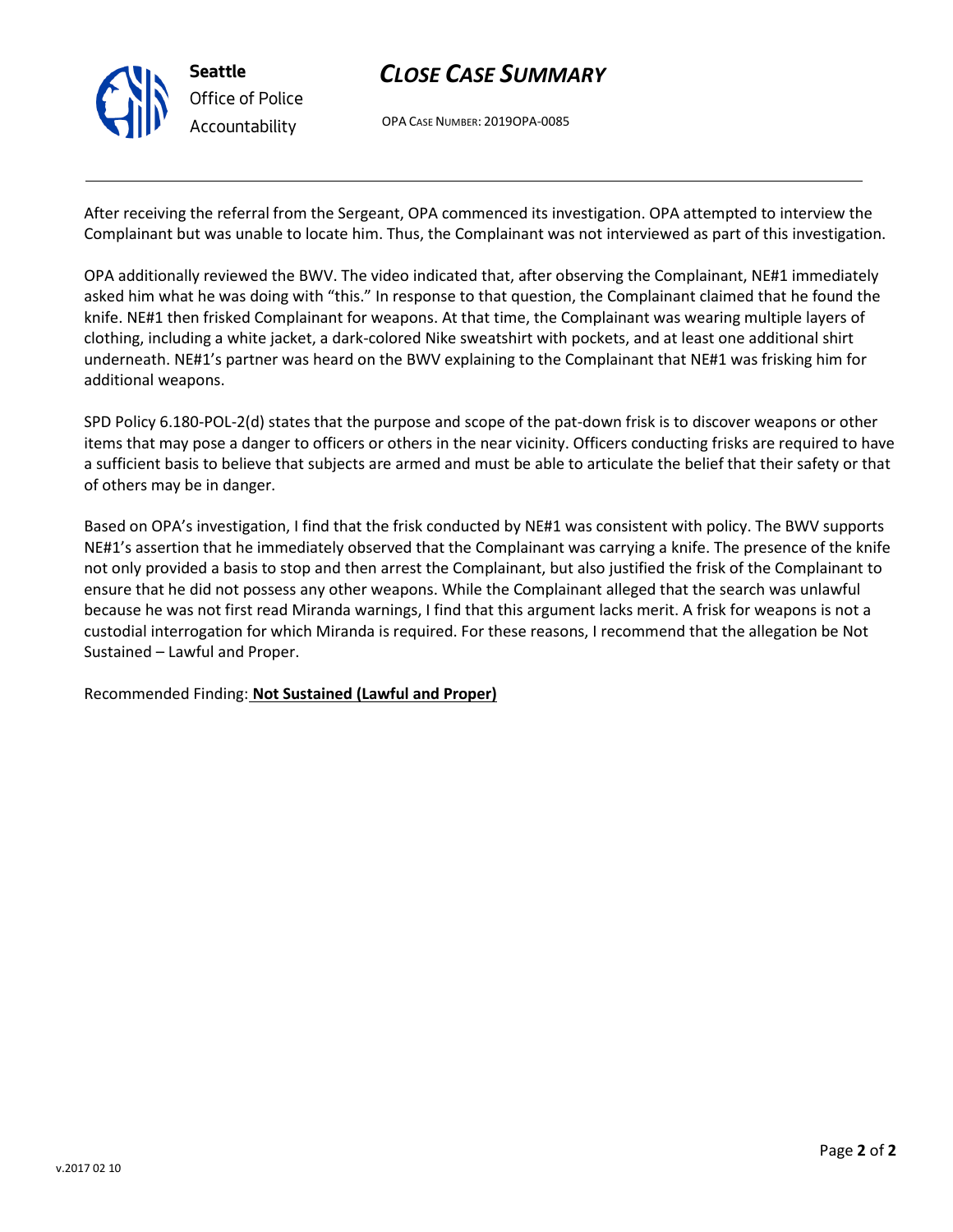After receiving the referral from the Sergeant, OPA commenced its investigation. OPA attempted to interview the Complainant but was unable to locate him. Thus, the Complainant was not interviewed as part of this investigation.

OPA additionally reviewed the BWV. The video indicated that, after observing the Complainant, NE#1 immediately asked him what he was doing with "this." In response to that question, the Complainant claimed that he found the knife. NE#1 then frisked Complainant for weapons. At that time, the Complainant was wearing multiple layers of clothing, including a white jacket, a dark-colored Nike sweatshirt with pockets, and at least one additional shirt underneath. NE#1's partner was heard on the BWV explaining to the Complainant that NE#1 was frisking him for additional weapons.

SPD Policy 6.180-POL-2(d) states that the purpose and scope of the pat-down frisk is to discover weapons or other items that may pose a danger to officers or others in the near vicinity. Officers conducting frisks are required to have a sufficient basis to believe that subjects are armed and must be able to articulate the belief that their safety or that of others may be in danger.

Based on OPA's investigation, I find that the frisk conducted by NE#1 was consistent with policy. The BWV supports NE#1's assertion that he immediately observed that the Complainant was carrying a knife. The presence of the knife not only provided a basis to stop and then arrest the Complainant, but also justified the frisk of the Complainant to ensure that he did not possess any other weapons. While the Complainant alleged that the search was unlawful because he was not first read Miranda warnings, I find that this argument lacks merit. A frisk for weapons is not a custodial interrogation for which Miranda is required. For these reasons, I recommend that the allegation be Not Sustained – Lawful and Proper.

Recommended Finding: **Not Sustained (Lawful and Proper)**